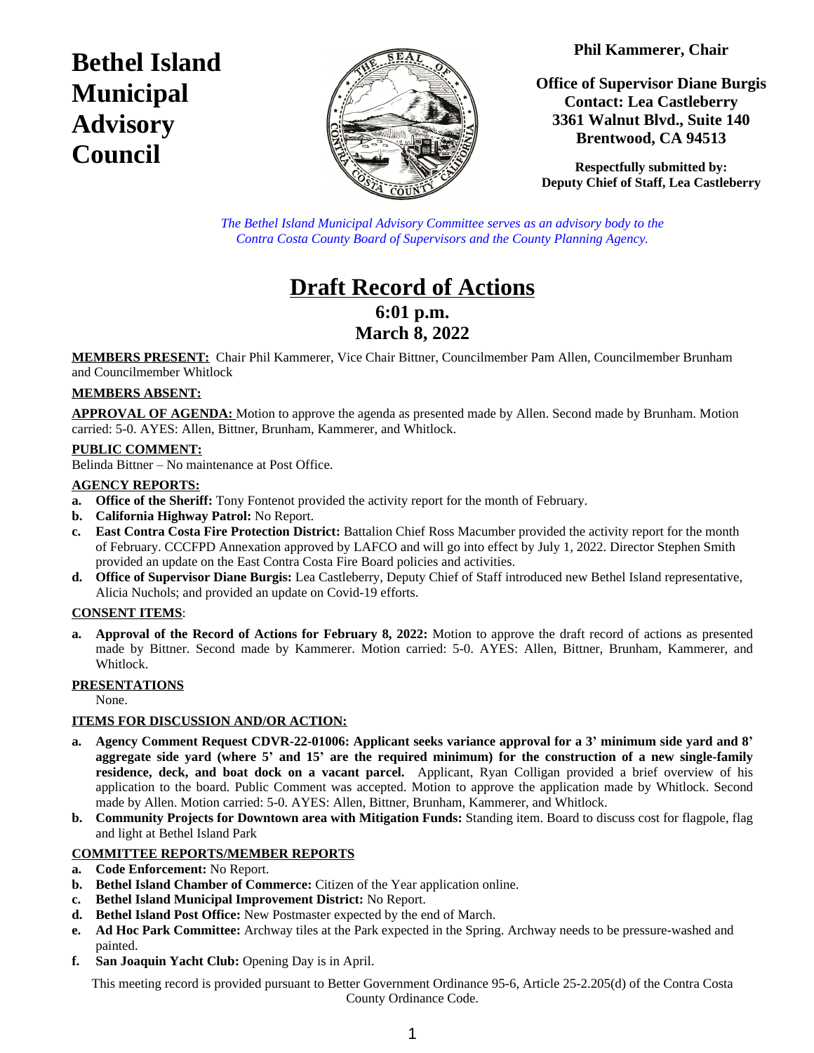# Bethel Island Municipal Advisory Council

**Phil Kammerer, Chair**

**Office of Supervisor Diane Burgis**
**Contact: Lea Castleberry**
**3361 Walnut Blvd., Suite 140**
**Brentwood, CA 94513**

**Respectfully submitted by:**
**Deputy Chief of Staff, Lea Castleberry**

*The Bethel Island Municipal Advisory Committee serves as an advisory body to the Contra Costa County Board of Supervisors and the County Planning Agency.*

# Draft Record of Actions

## 6:01 p.m.
## March 8, 2022

**MEMBERS PRESENT:** Chair Phil Kammerer, Vice Chair Bittner, Councilmember Pam Allen, Councilmember Brunham and Councilmember Whitlock

**MEMBERS ABSENT:**

**APPROVAL OF AGENDA:** Motion to approve the agenda as presented made by Allen. Second made by Brunham. Motion carried: 5-0. AYES: Allen, Bittner, Brunham, Kammerer, and Whitlock.

**PUBLIC COMMENT:**
Belinda Bittner – No maintenance at Post Office.

**AGENCY REPORTS:**

- **a. Office of the Sheriff:** Tony Fontenot provided the activity report for the month of February.
- **b. California Highway Patrol:** No Report.
- **c. East Contra Costa Fire Protection District:** Battalion Chief Ross Macumber provided the activity report for the month of February. CCCFPD Annexation approved by LAFCO and will go into effect by July 1, 2022. Director Stephen Smith provided an update on the East Contra Costa Fire Board policies and activities.
- **d. Office of Supervisor Diane Burgis:** Lea Castleberry, Deputy Chief of Staff introduced new Bethel Island representative, Alicia Nuchols; and provided an update on Covid-19 efforts.

**CONSENT ITEMS**:

- **a. Approval of the Record of Actions for February 8, 2022:** Motion to approve the draft record of actions as presented made by Bittner. Second made by Kammerer. Motion carried: 5-0. AYES: Allen, Bittner, Brunham, Kammerer, and Whitlock.

**PRESENTATIONS**

None.

**ITEMS FOR DISCUSSION AND/OR ACTION:**

- **a. Agency Comment Request CDVR-22-01006: Applicant seeks variance approval for a 3' minimum side yard and 8' aggregate side yard (where 5' and 15' are the required minimum) for the construction of a new single-family residence, deck, and boat dock on a vacant parcel.** Applicant, Ryan Colligan provided a brief overview of his application to the board. Public Comment was accepted. Motion to approve the application made by Whitlock. Second made by Allen. Motion carried: 5-0. AYES: Allen, Bittner, Brunham, Kammerer, and Whitlock.
- **b. Community Projects for Downtown area with Mitigation Funds:** Standing item. Board to discuss cost for flagpole, flag and light at Bethel Island Park

**COMMITTEE REPORTS/MEMBER REPORTS**

- **a. Code Enforcement:** No Report.
- **b. Bethel Island Chamber of Commerce:** Citizen of the Year application online.
- **c. Bethel Island Municipal Improvement District:** No Report.
- **d. Bethel Island Post Office:** New Postmaster expected by the end of March.
- **e. Ad Hoc Park Committee:** Archway tiles at the Park expected in the Spring. Archway needs to be pressure-washed and painted.
- **f. San Joaquin Yacht Club:** Opening Day is in April.

This meeting record is provided pursuant to Better Government Ordinance 95-6, Article 25-2.205(d) of the Contra Costa County Ordinance Code.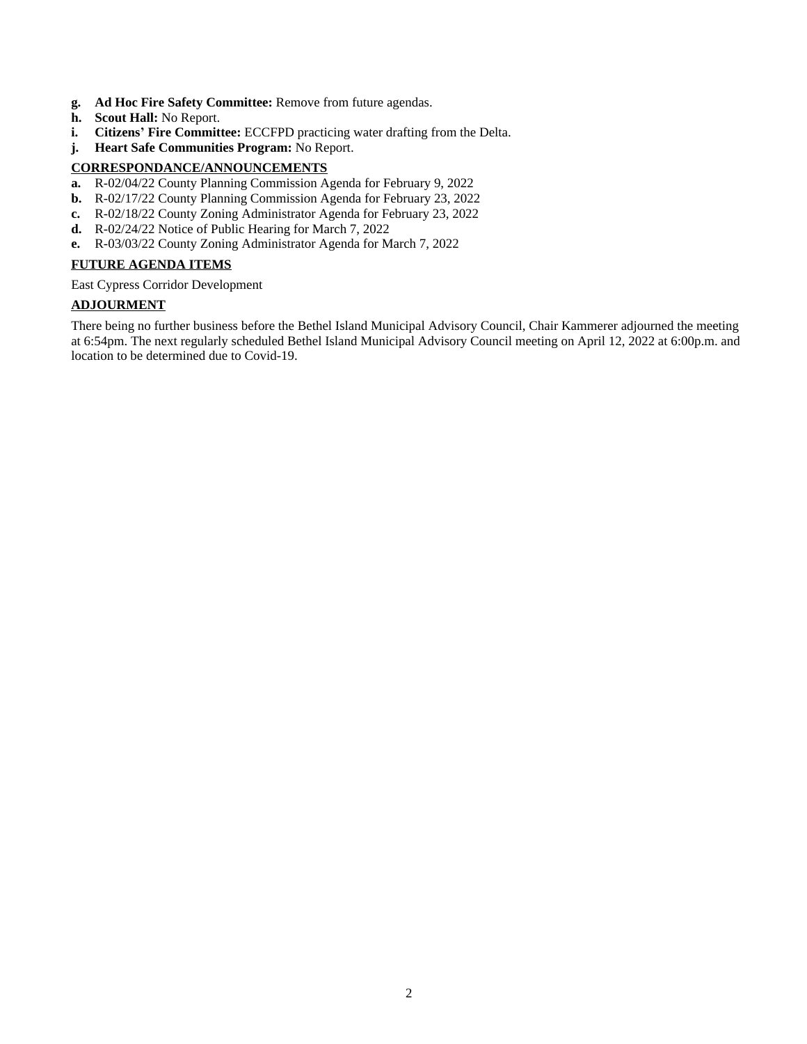- **g. Ad Hoc Fire Safety Committee:** Remove from future agendas.
- **h. Scout Hall:** No Report.
- **i. Citizens' Fire Committee:** ECCFPD practicing water drafting from the Delta.
- **j. Heart Safe Communities Program:** No Report.

## CORRESPONDANCE/ANNOUNCEMENTS

- **a.** R-02/04/22 County Planning Commission Agenda for February 9, 2022
- **b.** R-02/17/22 County Planning Commission Agenda for February 23, 2022
- **c.** R-02/18/22 County Zoning Administrator Agenda for February 23, 2022
- **d.** R-02/24/22 Notice of Public Hearing for March 7, 2022
- **e.** R-03/03/22 County Zoning Administrator Agenda for March 7, 2022

## FUTURE AGENDA ITEMS

East Cypress Corridor Development

## ADJOURMENT

There being no further business before the Bethel Island Municipal Advisory Council, Chair Kammerer adjourned the meeting at 6:54pm. The next regularly scheduled Bethel Island Municipal Advisory Council meeting on April 12, 2022 at 6:00p.m. and location to be determined due to Covid-19.